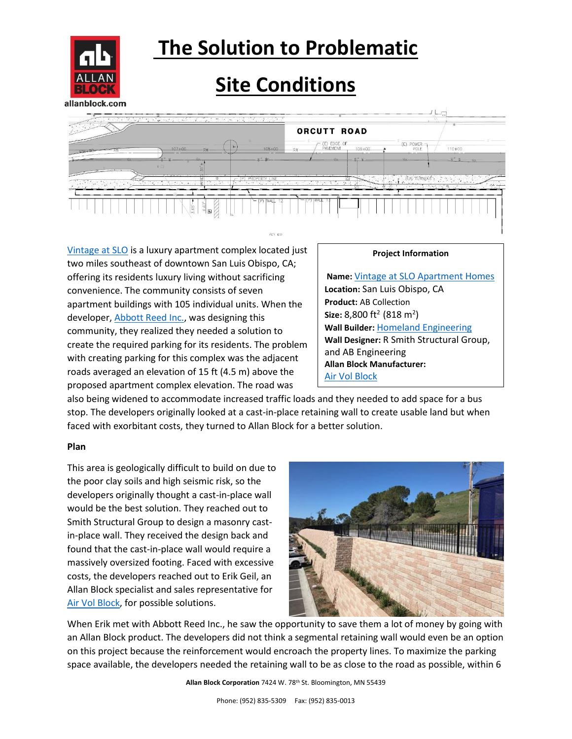# The Solution to Problematic Site Conditions

**Project Information**

**Name:** Vintage at SLO Apartment Homes
**Location:** San Luis Obispo, CA
**Product:** AB Collection
**Size:** 8,800 ft$^2$ (818 m$^2$)
**Wall Builder:** Homeland Engineering
**Wall Designer:** R Smith Structural Group, and AB Engineering
**Allan Block Manufacturer:** Air Vol Block

Vintage at SLO is a luxury apartment complex located just two miles southeast of downtown San Luis Obispo, CA; offering its residents luxury living without sacrificing convenience. The community consists of seven apartment buildings with 105 individual units. When the developer, Abbott Reed Inc., was designing this community, they realized they needed a solution to create the required parking for its residents. The problem with creating parking for this complex was the adjacent roads averaged an elevation of 15 ft (4.5 m) above the proposed apartment complex elevation. The road was also being widened to accommodate increased traffic loads and they needed to add space for a bus stop. The developers originally looked at a cast-in-place retaining wall to create usable land but when faced with exorbitant costs, they turned to Allan Block for a better solution.

**Plan**

This area is geologically difficult to build on due to the poor clay soils and high seismic risk, so the developers originally thought a cast-in-place wall would be the best solution. They reached out to Smith Structural Group to design a masonry cast-in-place wall. They received the design back and found that the cast-in-place wall would require a massively oversized footing. Faced with excessive costs, the developers reached out to Erik Geil, an Allan Block specialist and sales representative for Air Vol Block, for possible solutions.

When Erik met with Abbott Reed Inc., he saw the opportunity to save them a lot of money by going with an Allan Block product. The developers did not think a segmental retaining wall would even be an option on this project because the reinforcement would encroach the property lines. To maximize the parking space available, the developers needed the retaining wall to be as close to the road as possible, within 6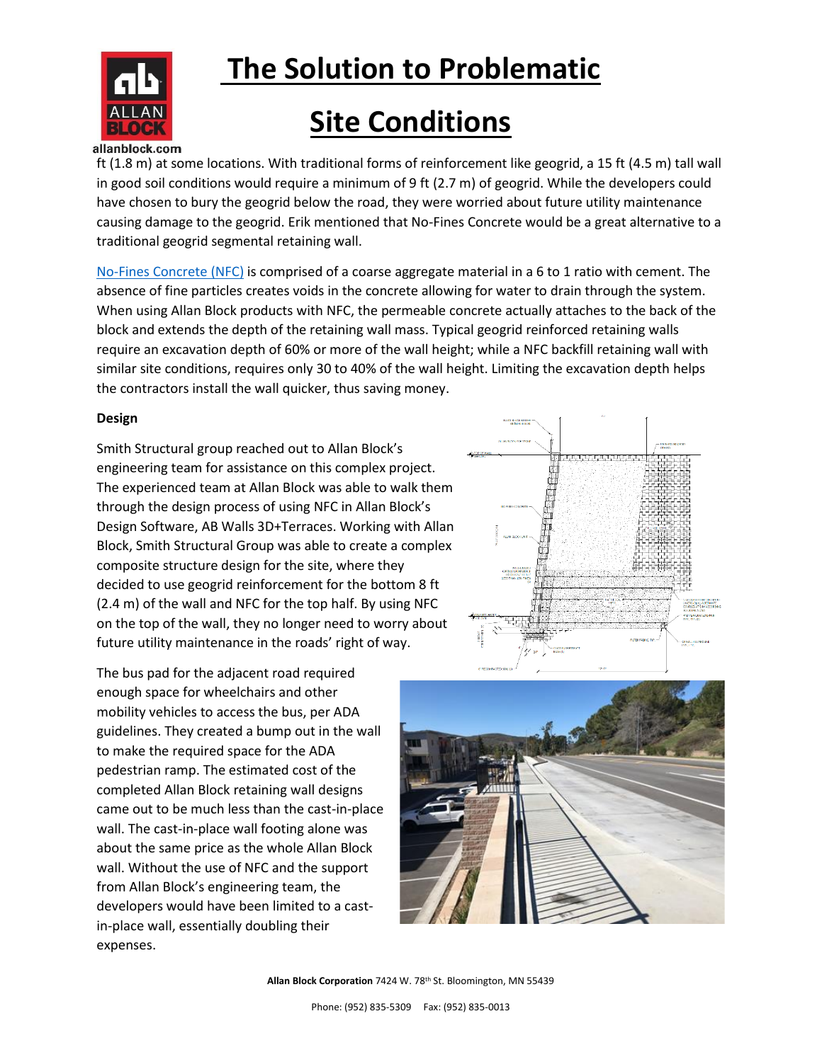ft (1.8 m) at some locations. With traditional forms of reinforcement like geogrid, a 15 ft (4.5 m) tall wall in good soil conditions would require a minimum of 9 ft (2.7 m) of geogrid. While the developers could have chosen to bury the geogrid below the road, they were worried about future utility maintenance causing damage to the geogrid. Erik mentioned that No-Fines Concrete would be a great alternative to a traditional geogrid segmental retaining wall.

No-Fines Concrete (NFC) is comprised of a coarse aggregate material in a 6 to 1 ratio with cement. The absence of fine particles creates voids in the concrete allowing for water to drain through the system. When using Allan Block products with NFC, the permeable concrete actually attaches to the back of the block and extends the depth of the retaining wall mass. Typical geogrid reinforced retaining walls require an excavation depth of 60% or more of the wall height; while a NFC backfill retaining wall with similar site conditions, requires only 30 to 40% of the wall height. Limiting the excavation depth helps the contractors install the wall quicker, thus saving money.

**Design**

Smith Structural group reached out to Allan Block's engineering team for assistance on this complex project. The experienced team at Allan Block was able to walk them through the design process of using NFC in Allan Block's Design Software, AB Walls 3D+Terraces. Working with Allan Block, Smith Structural Group was able to create a complex composite structure design for the site, where they decided to use geogrid reinforcement for the bottom 8 ft (2.4 m) of the wall and NFC for the top half. By using NFC on the top of the wall, they no longer need to worry about future utility maintenance in the roads' right of way.

The bus pad for the adjacent road required enough space for wheelchairs and other mobility vehicles to access the bus, per ADA guidelines. They created a bump out in the wall to make the required space for the ADA pedestrian ramp. The estimated cost of the completed Allan Block retaining wall designs came out to be much less than the cast-in-place wall. The cast-in-place wall footing alone was about the same price as the whole Allan Block wall. Without the use of NFC and the support from Allan Block's engineering team, the developers would have been limited to a cast-in-place wall, essentially doubling their expenses.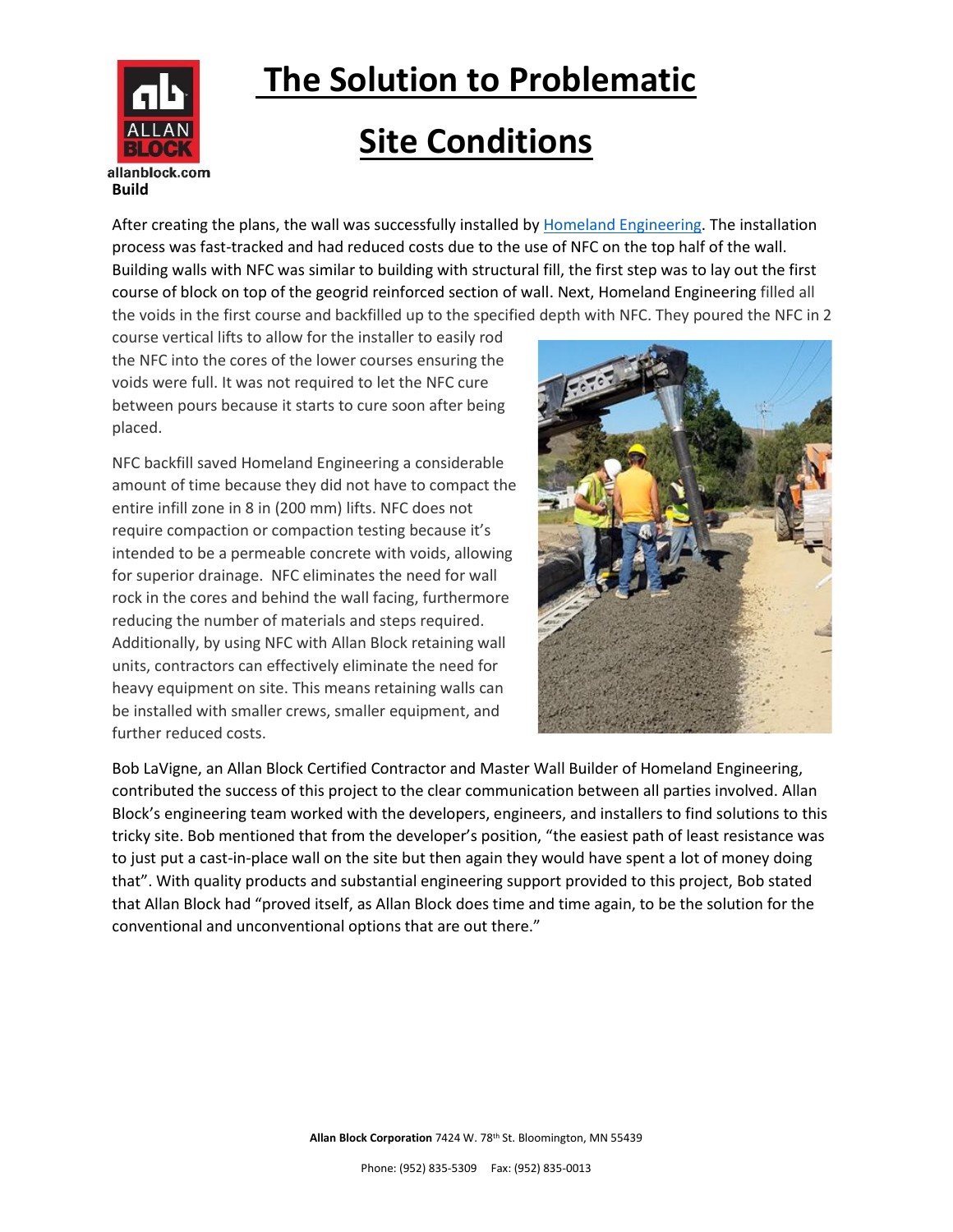# The Solution to Problematic Site Conditions

After creating the plans, the wall was successfully installed by [Homeland Engineering](). The installation process was fast-tracked and had reduced costs due to the use of NFC on the top half of the wall. Building walls with NFC was similar to building with structural fill, the first step was to lay out the first course of block on top of the geogrid reinforced section of wall. Next, Homeland Engineering filled all the voids in the first course and backfilled up to the specified depth with NFC. They poured the NFC in 2 course vertical lifts to allow for the installer to easily rod the NFC into the cores of the lower courses ensuring the voids were full. It was not required to let the NFC cure between pours because it starts to cure soon after being placed.

NFC backfill saved Homeland Engineering a considerable amount of time because they did not have to compact the entire infill zone in 8 in (200 mm) lifts. NFC does not require compaction or compaction testing because it's intended to be a permeable concrete with voids, allowing for superior drainage. NFC eliminates the need for wall rock in the cores and behind the wall facing, furthermore reducing the number of materials and steps required. Additionally, by using NFC with Allan Block retaining wall units, contractors can effectively eliminate the need for heavy equipment on site. This means retaining walls can be installed with smaller crews, smaller equipment, and further reduced costs.

Bob LaVigne, an Allan Block Certified Contractor and Master Wall Builder of Homeland Engineering, contributed the success of this project to the clear communication between all parties involved. Allan Block's engineering team worked with the developers, engineers, and installers to find solutions to this tricky site. Bob mentioned that from the developer's position, "the easiest path of least resistance was to just put a cast-in-place wall on the site but then again they would have spent a lot of money doing that". With quality products and substantial engineering support provided to this project, Bob stated that Allan Block had "proved itself, as Allan Block does time and time again, to be the solution for the conventional and unconventional options that are out there."

**Allan Block Corporation** 7424 W. 78th St. Bloomington, MN 55439

Phone: (952) 835-5309 Fax: (952) 835-0013